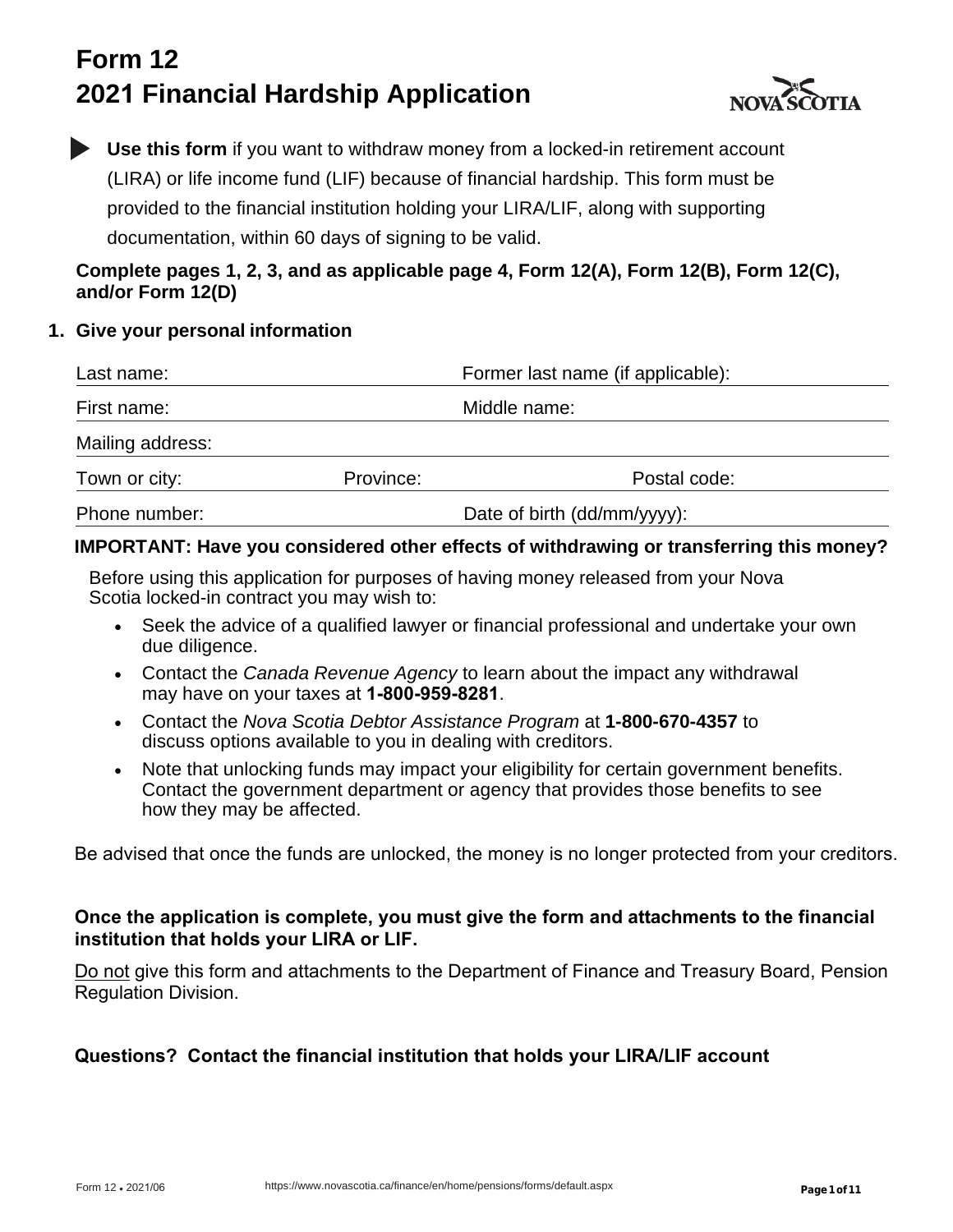# Form 12
# 2021 Financial Hardship Application

**Use this form** if you want to withdraw money from a locked-in retirement account (LIRA) or life income fund (LIF) because of financial hardship. This form must be provided to the financial institution holding your LIRA/LIF, along with supporting documentation, within 60 days of signing to be valid.

**Complete pages 1, 2, 3, and as applicable page 4, Form 12(A), Form 12(B), Form 12(C), and/or Form 12(D)**

## 1. Give your personal information

| | | |
|---|---|---|
| Last name: | | Former last name (if applicable): |
| First name: | | Middle name: |
| Mailing address: | | |
| Town or city: | Province: | Postal code: |
| Phone number: | | Date of birth (dd/mm/yyyy): |

**IMPORTANT: Have you considered other effects of withdrawing or transferring this money?**

Before using this application for purposes of having money released from your Nova Scotia locked-in contract you may wish to:

- Seek the advice of a qualified lawyer or financial professional and undertake your own due diligence.
- Contact the *Canada Revenue Agency* to learn about the impact any withdrawal may have on your taxes at **1-800-959-8281**.
- Contact the *Nova Scotia Debtor Assistance Program* at **1-800-670-4357** to discuss options available to you in dealing with creditors.
- Note that unlocking funds may impact your eligibility for certain government benefits. Contact the government department or agency that provides those benefits to see how they may be affected.

Be advised that once the funds are unlocked, the money is no longer protected from your creditors.

**Once the application is complete, you must give the form and attachments to the financial institution that holds your LIRA or LIF.**

Do not give this form and attachments to the Department of Finance and Treasury Board, Pension Regulation Division.

**Questions? Contact the financial institution that holds your LIRA/LIF account**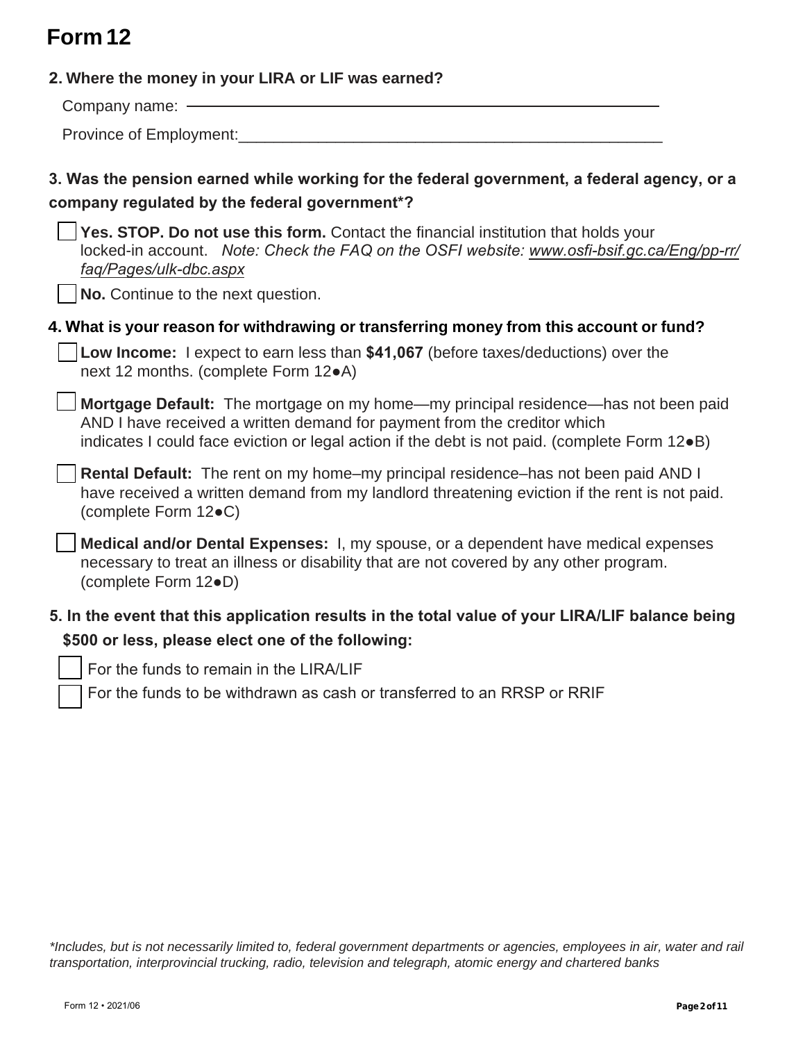# Form 12

**2. Where the money in your LIRA or LIF was earned?**

Company name: \_\_\_\_\_\_\_\_\_\_\_\_\_\_\_\_\_\_\_\_\_\_\_\_\_\_\_\_\_\_\_\_\_\_\_\_\_\_\_\_\_\_\_\_\_\_\_\_

Province of Employment: \_\_\_\_\_\_\_\_\_\_\_\_\_\_\_\_\_\_\_\_\_\_\_\_\_\_\_\_\_\_\_\_\_\_\_\_\_\_\_\_\_\_\_\_\_\_\_\_

**3. Was the pension earned while working for the federal government, a federal agency, or a company regulated by the federal government*?**

☐ **Yes. STOP. Do not use this form.** Contact the financial institution that holds your locked-in account. *Note: Check the FAQ on the OSFI website: www.osfi-bsif.gc.ca/Eng/pp-rr/faq/Pages/ulk-dbc.aspx*

☐ **No.** Continue to the next question.

**4. What is your reason for withdrawing or transferring money from this account or fund?**

☐ **Low Income:** I expect to earn less than **$41,067** (before taxes/deductions) over the next 12 months. (complete Form 12●A)

☐ **Mortgage Default:** The mortgage on my home—my principal residence—has not been paid AND I have received a written demand for payment from the creditor which indicates I could face eviction or legal action if the debt is not paid. (complete Form 12●B)

☐ **Rental Default:** The rent on my home–my principal residence–has not been paid AND I have received a written demand from my landlord threatening eviction if the rent is not paid. (complete Form 12●C)

☐ **Medical and/or Dental Expenses:** I, my spouse, or a dependent have medical expenses necessary to treat an illness or disability that are not covered by any other program. (complete Form 12●D)

**5. In the event that this application results in the total value of your LIRA/LIF balance being $500 or less, please elect one of the following:**

☐ For the funds to remain in the LIRA/LIF

☐ For the funds to be withdrawn as cash or transferred to an RRSP or RRIF

*\*Includes, but is not necessarily limited to, federal government departments or agencies, employees in air, water and rail transportation, interprovincial trucking, radio, television and telegraph, atomic energy and chartered banks*

Form 12 • 2021/06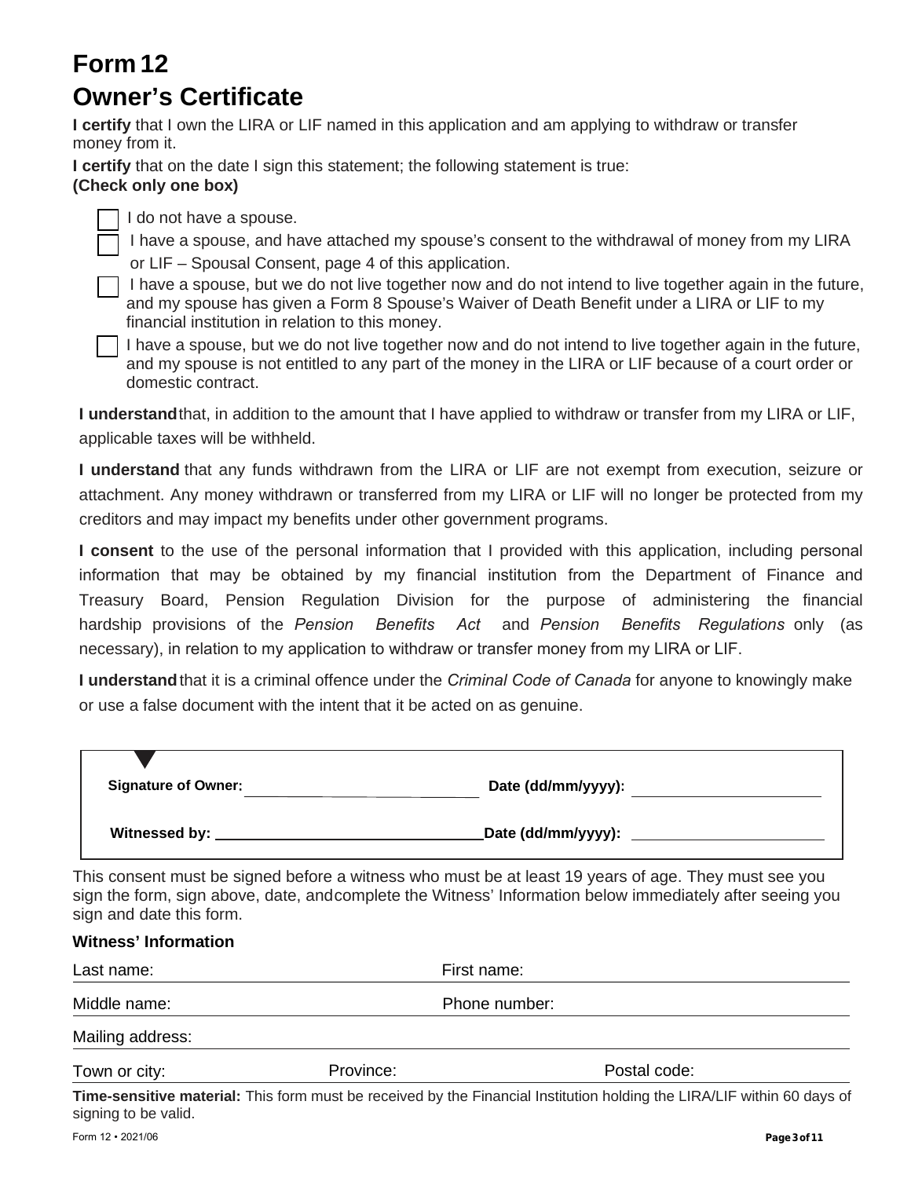# Form 12

## Owner's Certificate

**I certify** that I own the LIRA or LIF named in this application and am applying to withdraw or transfer money from it.

**I certify** that on the date I sign this statement; the following statement is true:
**(Check only one box)**

- ☐ I do not have a spouse.
- ☐ I have a spouse, and have attached my spouse's consent to the withdrawal of money from my LIRA or LIF – Spousal Consent, page 4 of this application.
- ☐ I have a spouse, but we do not live together now and do not intend to live together again in the future, and my spouse has given a Form 8 Spouse's Waiver of Death Benefit under a LIRA or LIF to my financial institution in relation to this money.
- ☐ I have a spouse, but we do not live together now and do not intend to live together again in the future, and my spouse is not entitled to any part of the money in the LIRA or LIF because of a court order or domestic contract.

**I understand** that, in addition to the amount that I have applied to withdraw or transfer from my LIRA or LIF, applicable taxes will be withheld.

**I understand** that any funds withdrawn from the LIRA or LIF are not exempt from execution, seizure or attachment. Any money withdrawn or transferred from my LIRA or LIF will no longer be protected from my creditors and may impact my benefits under other government programs.

**I consent** to the use of the personal information that I provided with this application, including personal information that may be obtained by my financial institution from the Department of Finance and Treasury Board, Pension Regulation Division for the purpose of administering the financial hardship provisions of the *Pension Benefits Act* and *Pension Benefits Regulations* only (as necessary), in relation to my application to withdraw or transfer money from my LIRA or LIF.

**I understand** that it is a criminal offence under the *Criminal Code of Canada* for anyone to knowingly make or use a false document with the intent that it be acted on as genuine.

**Signature of Owner:** ______________________ **Date (dd/mm/yyyy):** ______________________

**Witnessed by:** ______________________ **Date (dd/mm/yyyy):** ______________________

This consent must be signed before a witness who must be at least 19 years of age. They must see you sign the form, sign above, date, and complete the Witness' Information below immediately after seeing you sign and date this form.

**Witness' Information**

Last name: ______________________ First name: ______________________

Middle name: ______________________ Phone number: ______________________

Mailing address: ______________________

Town or city: ______________________ Province: ______________________ Postal code: ______________________

**Time-sensitive material:** This form must be received by the Financial Institution holding the LIRA/LIF within 60 days of signing to be valid.

Form 12 • 2021/06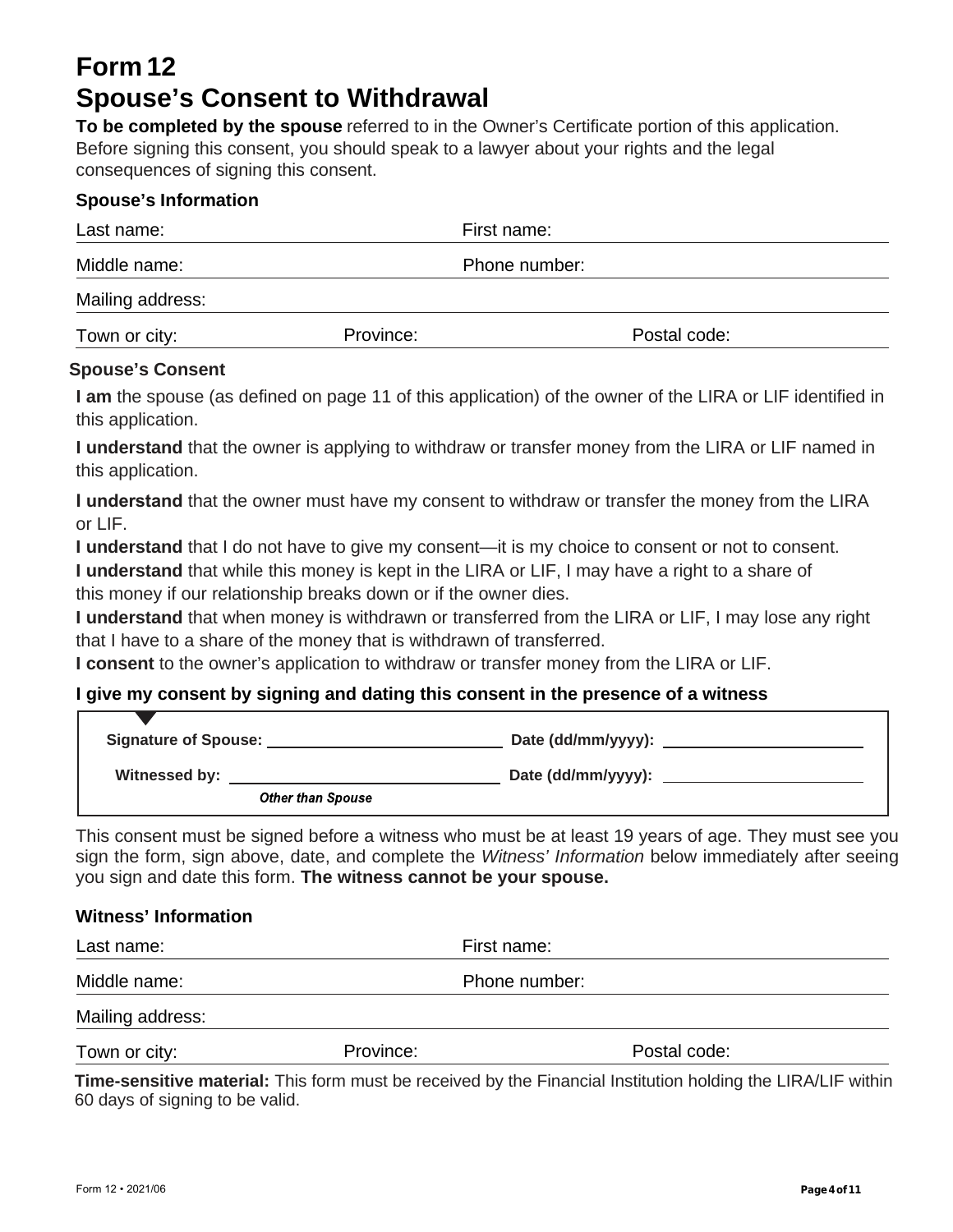# Form 12
# Spouse's Consent to Withdrawal

**To be completed by the spouse** referred to in the Owner's Certificate portion of this application. Before signing this consent, you should speak to a lawyer about your rights and the legal consequences of signing this consent.

### Spouse's Information

Last name: First name:

Middle name: Phone number:

Mailing address:

Town or city: Province: Postal code:

### Spouse's Consent

**I am** the spouse (as defined on page 11 of this application) of the owner of the LIRA or LIF identified in this application.

**I understand** that the owner is applying to withdraw or transfer money from the LIRA or LIF named in this application.

**I understand** that the owner must have my consent to withdraw or transfer the money from the LIRA or LIF.

**I understand** that I do not have to give my consent—it is my choice to consent or not to consent.

**I understand** that while this money is kept in the LIRA or LIF, I may have a right to a share of this money if our relationship breaks down or if the owner dies.

**I understand** that when money is withdrawn or transferred from the LIRA or LIF, I may lose any right that I have to a share of the money that is withdrawn of transferred.

**I consent** to the owner's application to withdraw or transfer money from the LIRA or LIF.

**I give my consent by signing and dating this consent in the presence of a witness**

**Signature of Spouse:** ____________________ **Date (dd/mm/yyyy):** ____________________

**Witnessed by:** ____________________ **Date (dd/mm/yyyy):** ____________________
*Other than Spouse*

This consent must be signed before a witness who must be at least 19 years of age. They must see you sign the form, sign above, date, and complete the *Witness' Information* below immediately after seeing you sign and date this form. **The witness cannot be your spouse.**

### Witness' Information

Last name: First name:

Middle name: Phone number:

Mailing address:

Town or city: Province: Postal code:

**Time-sensitive material:** This form must be received by the Financial Institution holding the LIRA/LIF within 60 days of signing to be valid.

Form 12 • 2021/06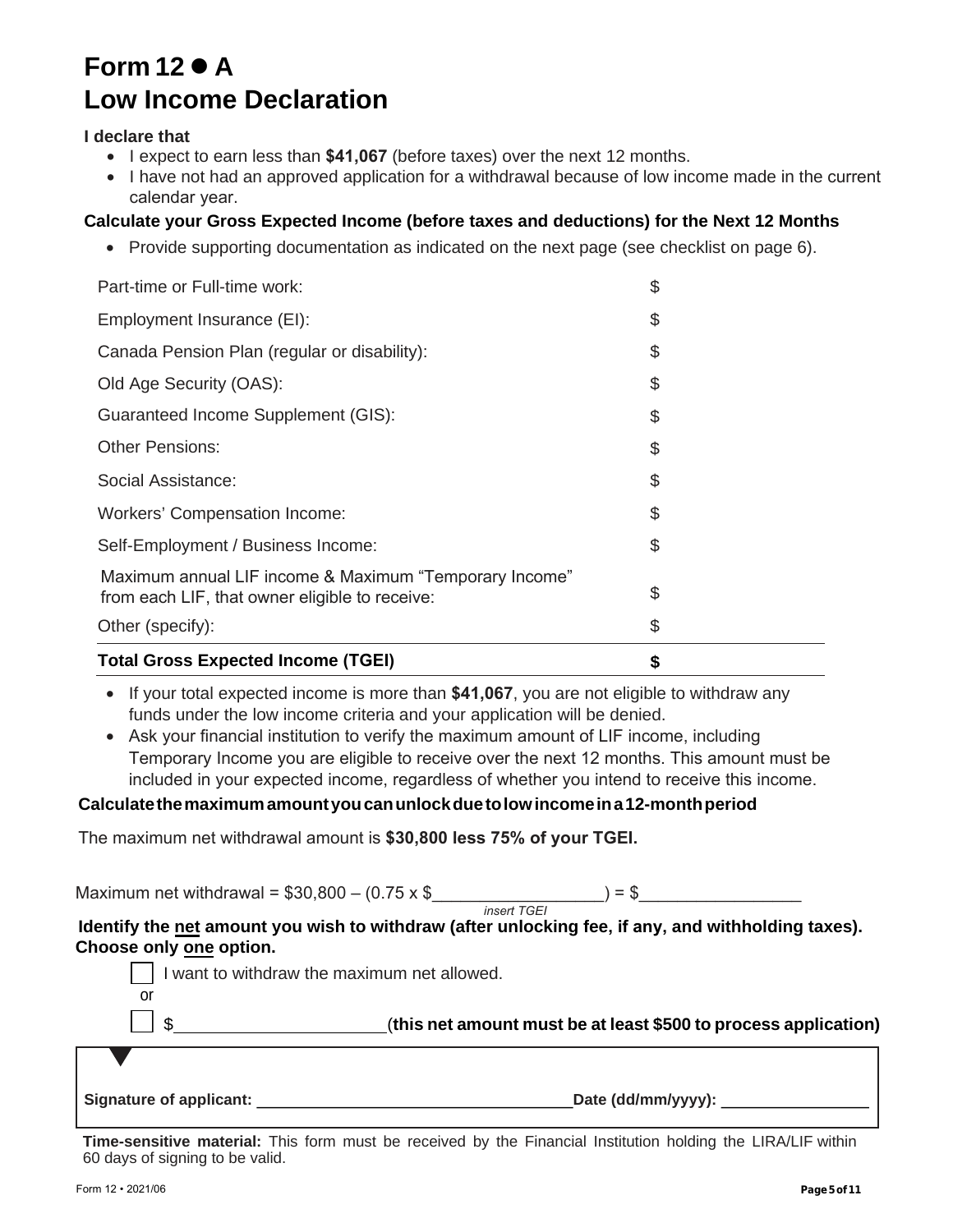# Form 12 ● A
# Low Income Declaration

**I declare that**

- I expect to earn less than **$41,067** (before taxes) over the next 12 months.
- I have not had an approved application for a withdrawal because of low income made in the current calendar year.

**Calculate your Gross Expected Income (before taxes and deductions) for the Next 12 Months**

- Provide supporting documentation as indicated on the next page (see checklist on page 6).

| | |
|---|---|
| Part-time or Full-time work: | $ |
| Employment Insurance (EI): | $ |
| Canada Pension Plan (regular or disability): | $ |
| Old Age Security (OAS): | $ |
| Guaranteed Income Supplement (GIS): | $ |
| Other Pensions: | $ |
| Social Assistance: | $ |
| Workers' Compensation Income: | $ |
| Self-Employment / Business Income: | $ |
| Maximum annual LIF income & Maximum "Temporary Income" from each LIF, that owner eligible to receive: | $ |
| Other (specify): | $ |
| **Total Gross Expected Income (TGEI)** | **$** |

- If your total expected income is more than **$41,067**, you are not eligible to withdraw any funds under the low income criteria and your application will be denied.
- Ask your financial institution to verify the maximum amount of LIF income, including Temporary Income you are eligible to receive over the next 12 months. This amount must be included in your expected income, regardless of whether you intend to receive this income.

**Calculate the maximum amount you can unlock due to low income in a 12-month period**

The maximum net withdrawal amount is **$30,800 less 75% of your TGEI.**

Maximum net withdrawal = $30,800 – (0.75 x $__________________) = $_________________
*insert TGEI*

**Identify the net amount you wish to withdraw (after unlocking fee, if any, and withholding taxes). Choose only one option.**

☐ I want to withdraw the maximum net allowed.

or

☐ $_____________________ (**this net amount must be at least $500 to process application)**

**Signature of applicant:** ___________________________________ **Date (dd/mm/yyyy):** ________________

**Time-sensitive material:** This form must be received by the Financial Institution holding the LIRA/LIF within 60 days of signing to be valid.

Form 12 • 2021/06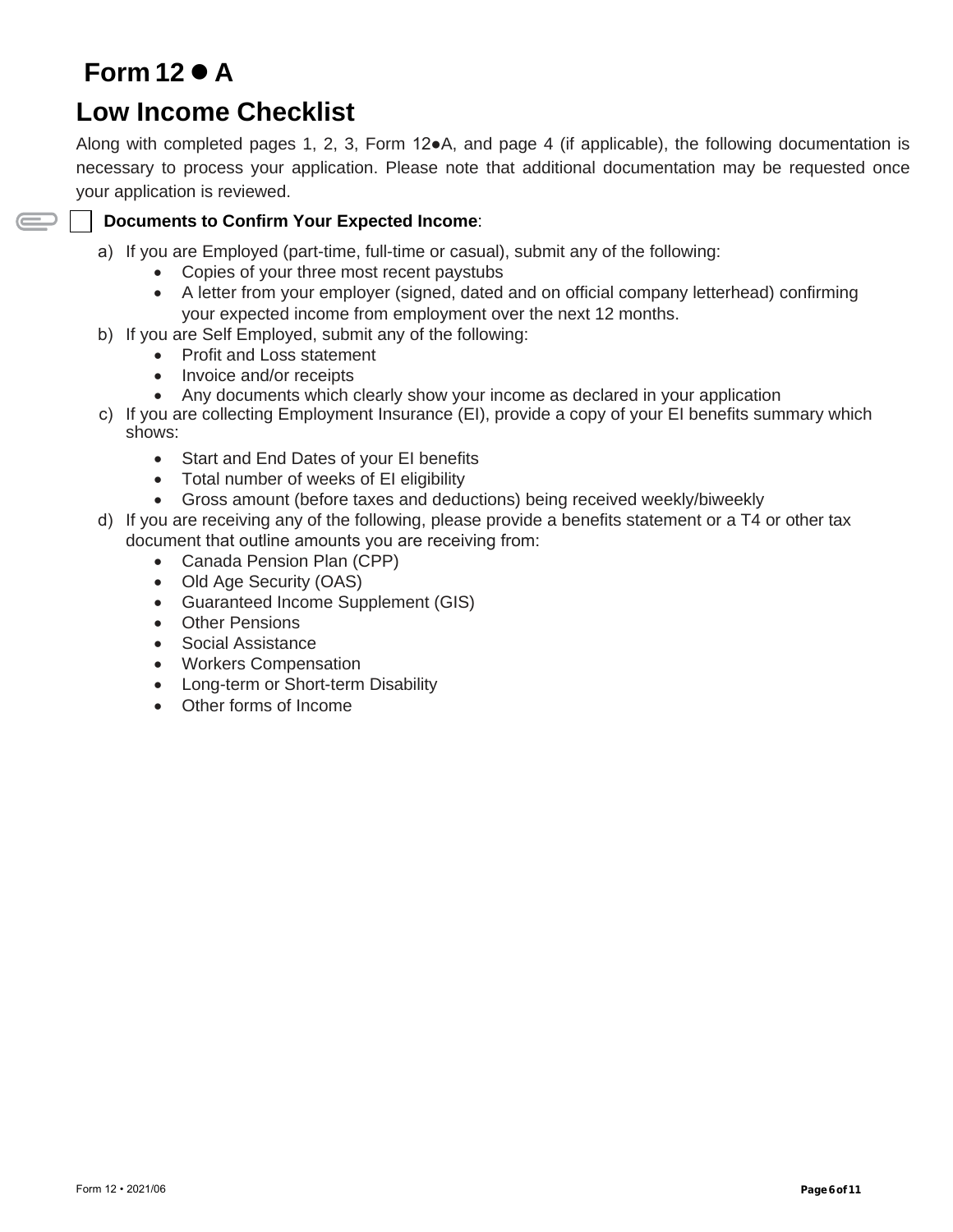# Form 12 ● A

## Low Income Checklist

Along with completed pages 1, 2, 3, Form 12●A, and page 4 (if applicable), the following documentation is necessary to process your application. Please note that additional documentation may be requested once your application is reviewed.

☐ **Documents to Confirm Your Expected Income**:

a) If you are Employed (part-time, full-time or casual), submit any of the following:
   - Copies of your three most recent paystubs
   - A letter from your employer (signed, dated and on official company letterhead) confirming your expected income from employment over the next 12 months.

b) If you are Self Employed, submit any of the following:
   - Profit and Loss statement
   - Invoice and/or receipts
   - Any documents which clearly show your income as declared in your application

c) If you are collecting Employment Insurance (EI), provide a copy of your EI benefits summary which shows:
   - Start and End Dates of your EI benefits
   - Total number of weeks of EI eligibility
   - Gross amount (before taxes and deductions) being received weekly/biweekly

d) If you are receiving any of the following, please provide a benefits statement or a T4 or other tax document that outline amounts you are receiving from:
   - Canada Pension Plan (CPP)
   - Old Age Security (OAS)
   - Guaranteed Income Supplement (GIS)
   - Other Pensions
   - Social Assistance
   - Workers Compensation
   - Long-term or Short-term Disability
   - Other forms of Income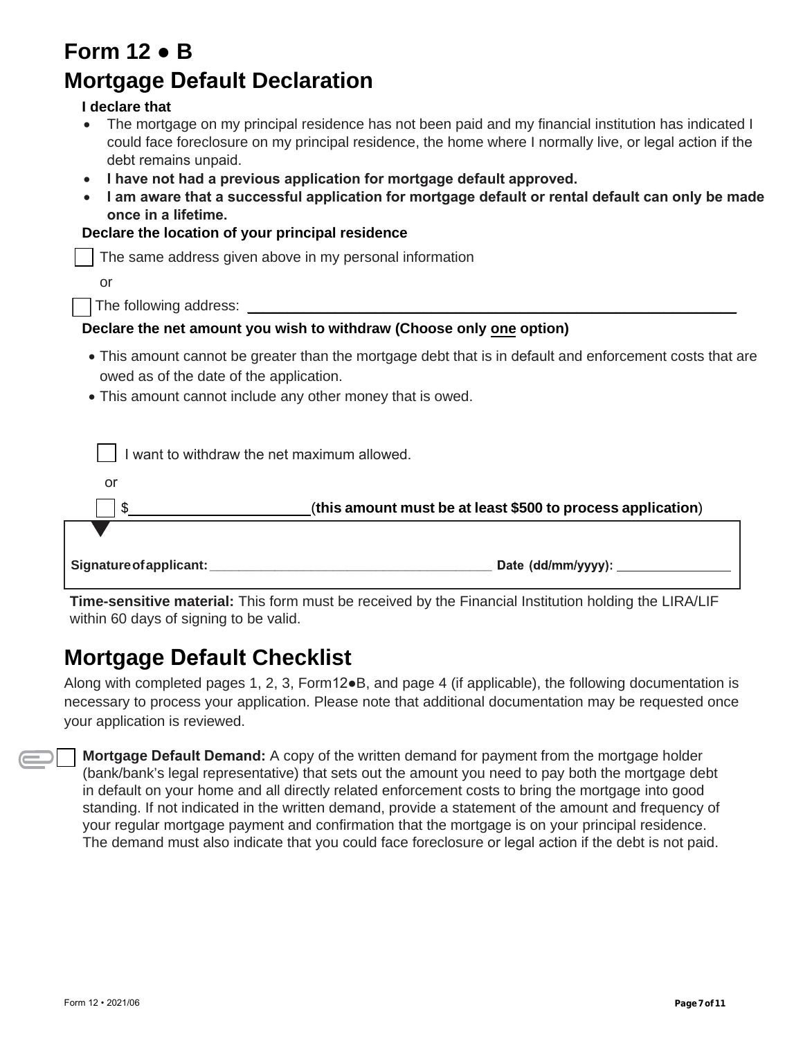# Form 12 ● B
# Mortgage Default Declaration

**I declare that**

- The mortgage on my principal residence has not been paid and my financial institution has indicated I could face foreclosure on my principal residence, the home where I normally live, or legal action if the debt remains unpaid.
- **I have not had a previous application for mortgage default approved.**
- **I am aware that a successful application for mortgage default or rental default can only be made once in a lifetime.**

**Declare the location of your principal residence**

☐ The same address given above in my personal information

or

☐ The following address: ______________________________

**Declare the net amount you wish to withdraw (Choose only one option)**

- This amount cannot be greater than the mortgage debt that is in default and enforcement costs that are owed as of the date of the application.
- This amount cannot include any other money that is owed.

☐ I want to withdraw the net maximum allowed.

or

☐ $______________________ (**this amount must be at least $500 to process application**)

**Signature of applicant:** ______________________________ **Date (dd/mm/yyyy):** ______________

**Time-sensitive material:** This form must be received by the Financial Institution holding the LIRA/LIF within 60 days of signing to be valid.

## Mortgage Default Checklist

Along with completed pages 1, 2, 3, Form12●B, and page 4 (if applicable), the following documentation is necessary to process your application. Please note that additional documentation may be requested once your application is reviewed.

☐ **Mortgage Default Demand:** A copy of the written demand for payment from the mortgage holder (bank/bank's legal representative) that sets out the amount you need to pay both the mortgage debt in default on your home and all directly related enforcement costs to bring the mortgage into good standing. If not indicated in the written demand, provide a statement of the amount and frequency of your regular mortgage payment and confirmation that the mortgage is on your principal residence. The demand must also indicate that you could face foreclosure or legal action if the debt is not paid.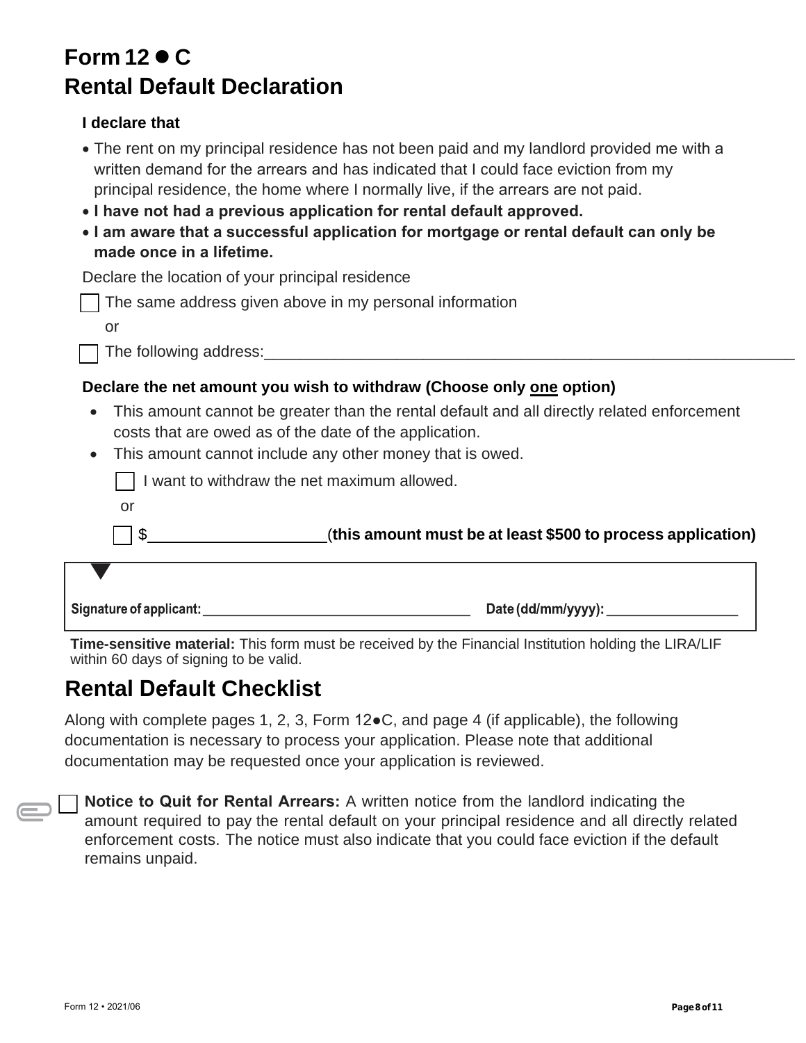# Form 12 ● C
# Rental Default Declaration

**I declare that**

- The rent on my principal residence has not been paid and my landlord provided me with a written demand for the arrears and has indicated that I could face eviction from my principal residence, the home where I normally live, if the arrears are not paid.
- **I have not had a previous application for rental default approved.**
- **I am aware that a successful application for mortgage or rental default can only be made once in a lifetime.**

Declare the location of your principal residence

☐ The same address given above in my personal information

or

☐ The following address:_______________________________________________________________

**Declare the net amount you wish to withdraw (Choose only <u>one</u> option)**

- This amount cannot be greater than the rental default and all directly related enforcement costs that are owed as of the date of the application.
- This amount cannot include any other money that is owed.

☐ I want to withdraw the net maximum allowed.

or

☐ $____________________ (**this amount must be at least $500 to process application**)

**Signature of applicant:** ___________________________________ **Date (dd/mm/yyyy):** _________________

**Time-sensitive material:** This form must be received by the Financial Institution holding the LIRA/LIF within 60 days of signing to be valid.

# Rental Default Checklist

Along with complete pages 1, 2, 3, Form 12●C, and page 4 (if applicable), the following documentation is necessary to process your application. Please note that additional documentation may be requested once your application is reviewed.

☐ **Notice to Quit for Rental Arrears:** A written notice from the landlord indicating the amount required to pay the rental default on your principal residence and all directly related enforcement costs. The notice must also indicate that you could face eviction if the default remains unpaid.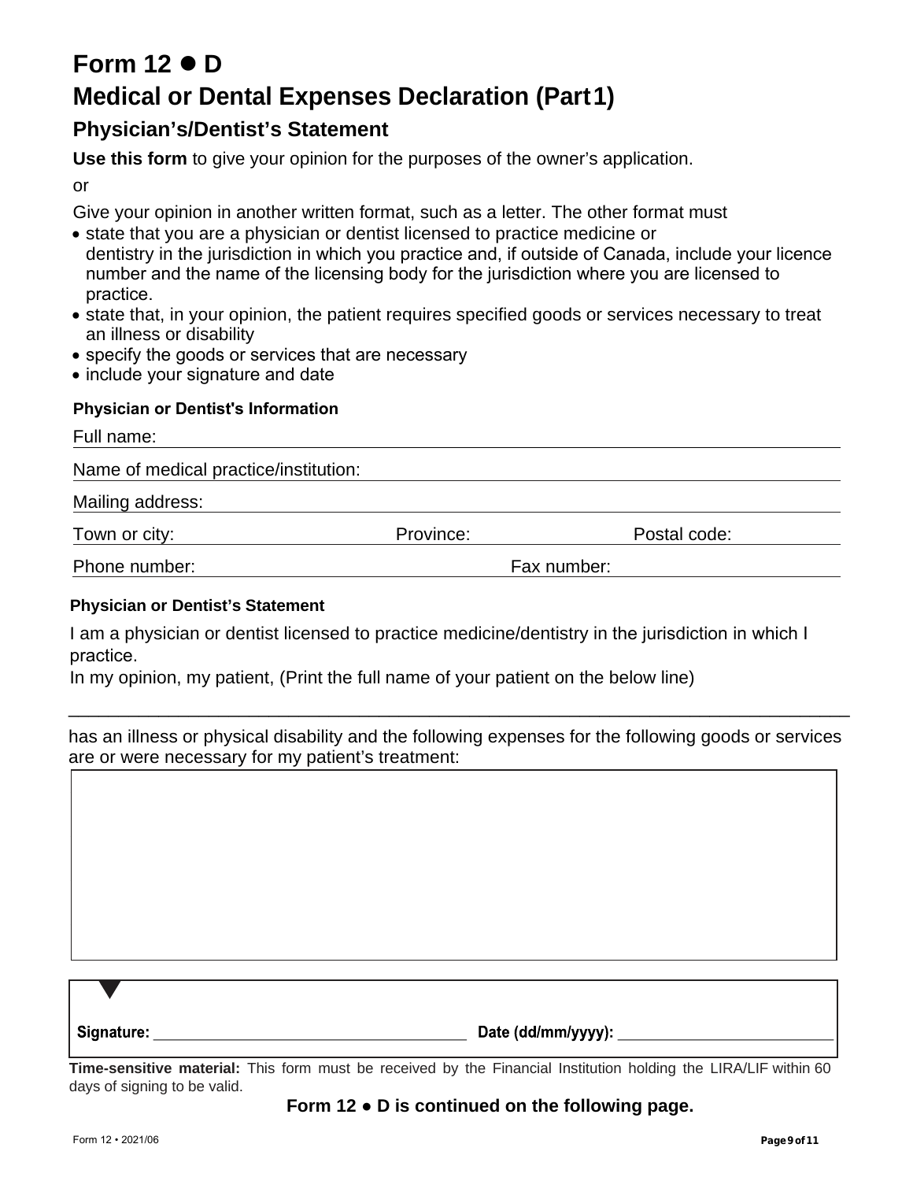# Form 12 ● D

## Medical or Dental Expenses Declaration (Part 1)

### Physician's/Dentist's Statement

**Use this form** to give your opinion for the purposes of the owner's application.

or

Give your opinion in another written format, such as a letter. The other format must

- state that you are a physician or dentist licensed to practice medicine or dentistry in the jurisdiction in which you practice and, if outside of Canada, include your licence number and the name of the licensing body for the jurisdiction where you are licensed to practice.
- state that, in your opinion, the patient requires specified goods or services necessary to treat an illness or disability
- specify the goods or services that are necessary
- include your signature and date

**Physician or Dentist's Information**

Full name: ______________________________

Name of medical practice/institution: ______________________________

Mailing address: ______________________________

Town or city: ______________ Province: ______________ Postal code: ______________

Phone number: ______________ Fax number: ______________

**Physician or Dentist's Statement**

I am a physician or dentist licensed to practice medicine/dentistry in the jurisdiction in which I practice.

In my opinion, my patient, (Print the full name of your patient on the below line)

______________________________

has an illness or physical disability and the following expenses for the following goods or services are or were necessary for my patient's treatment:

| |
|---|
| |

**Signature:** ______________________________ **Date (dd/mm/yyyy):** ______________________________

**Time-sensitive material:** This form must be received by the Financial Institution holding the LIRA/LIF within 60 days of signing to be valid.

**Form 12 ● D is continued on the following page.**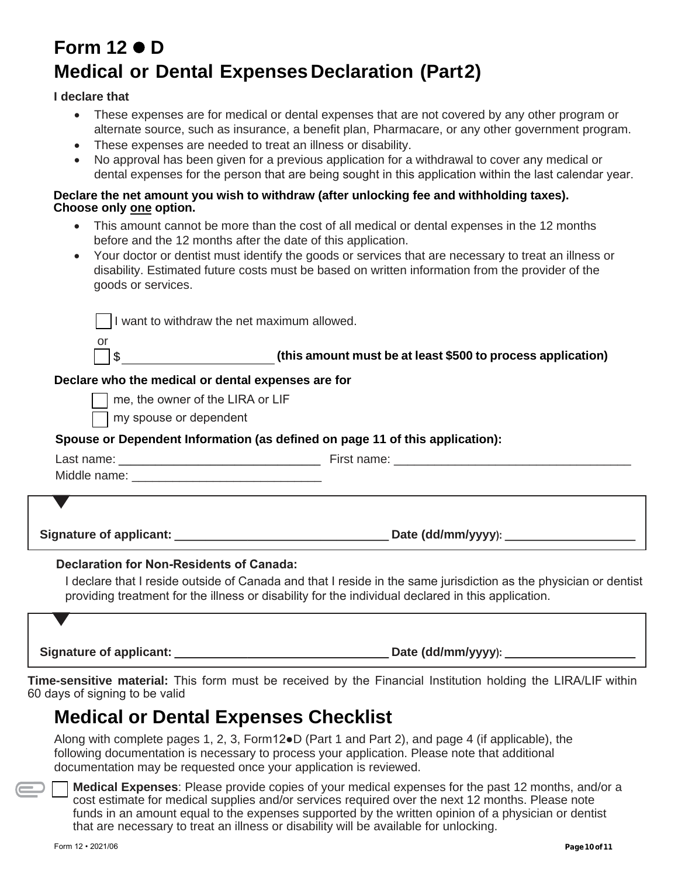# Form 12 ● D
# Medical or Dental Expenses Declaration (Part 2)

**I declare that**

- These expenses are for medical or dental expenses that are not covered by any other program or alternate source, such as insurance, a benefit plan, Pharmacare, or any other government program.
- These expenses are needed to treat an illness or disability.
- No approval has been given for a previous application for a withdrawal to cover any medical or dental expenses for the person that are being sought in this application within the last calendar year.

**Declare the net amount you wish to withdraw (after unlocking fee and withholding taxes). Choose only one option.**

- This amount cannot be more than the cost of all medical or dental expenses in the 12 months before and the 12 months after the date of this application.
- Your doctor or dentist must identify the goods or services that are necessary to treat an illness or disability. Estimated future costs must be based on written information from the provider of the goods or services.

☐ I want to withdraw the net maximum allowed.

or

☐ $ ______________________ **(this amount must be at least $500 to process application)**

**Declare who the medical or dental expenses are for**

☐ me, the owner of the LIRA or LIF

☐ my spouse or dependent

**Spouse or Dependent Information (as defined on page 11 of this application):**

Last name: ______________________________ First name: ___________________________________

Middle name: ____________________________

**Signature of applicant:** ________________________________ **Date (dd/mm/yyyy):** ____________________

**Declaration for Non-Residents of Canada:**

I declare that I reside outside of Canada and that I reside in the same jurisdiction as the physician or dentist providing treatment for the illness or disability for the individual declared in this application.

**Signature of applicant:** ________________________________ **Date (dd/mm/yyyy):** ____________________

**Time-sensitive material:** This form must be received by the Financial Institution holding the LIRA/LIF within 60 days of signing to be valid

# Medical or Dental Expenses Checklist

Along with complete pages 1, 2, 3, Form12●D (Part 1 and Part 2), and page 4 (if applicable), the following documentation is necessary to process your application. Please note that additional documentation may be requested once your application is reviewed.

☐ **Medical Expenses**: Please provide copies of your medical expenses for the past 12 months, and/or a cost estimate for medical supplies and/or services required over the next 12 months. Please note funds in an amount equal to the expenses supported by the written opinion of a physician or dentist that are necessary to treat an illness or disability will be available for unlocking.

Form 12 • 2021/06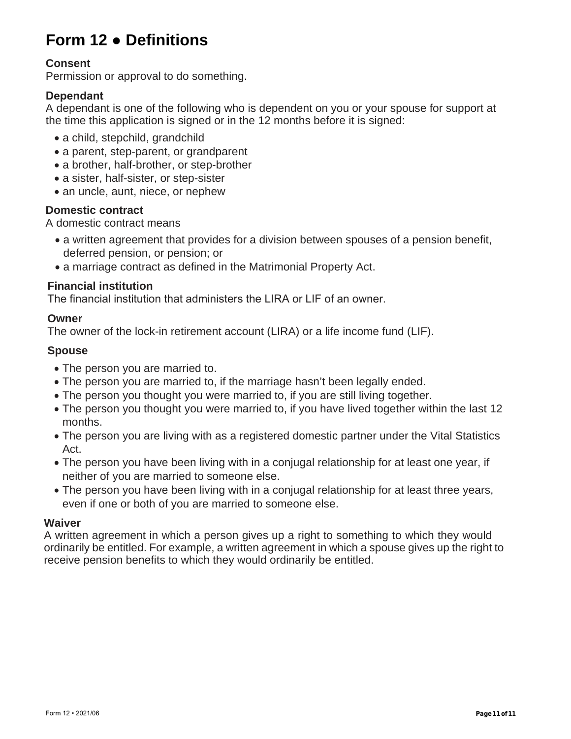# Form 12 ● Definitions

### Consent

Permission or approval to do something.

### Dependant

A dependant is one of the following who is dependent on you or your spouse for support at the time this application is signed or in the 12 months before it is signed:

- a child, stepchild, grandchild
- a parent, step-parent, or grandparent
- a brother, half-brother, or step-brother
- a sister, half-sister, or step-sister
- an uncle, aunt, niece, or nephew

### Domestic contract

A domestic contract means

- a written agreement that provides for a division between spouses of a pension benefit, deferred pension, or pension; or
- a marriage contract as defined in the Matrimonial Property Act.

### Financial institution

The financial institution that administers the LIRA or LIF of an owner.

### Owner

The owner of the lock-in retirement account (LIRA) or a life income fund (LIF).

### Spouse

- The person you are married to.
- The person you are married to, if the marriage hasn't been legally ended.
- The person you thought you were married to, if you are still living together.
- The person you thought you were married to, if you have lived together within the last 12 months.
- The person you are living with as a registered domestic partner under the Vital Statistics Act.
- The person you have been living with in a conjugal relationship for at least one year, if neither of you are married to someone else.
- The person you have been living with in a conjugal relationship for at least three years, even if one or both of you are married to someone else.

### Waiver

A written agreement in which a person gives up a right to something to which they would ordinarily be entitled. For example, a written agreement in which a spouse gives up the right to receive pension benefits to which they would ordinarily be entitled.